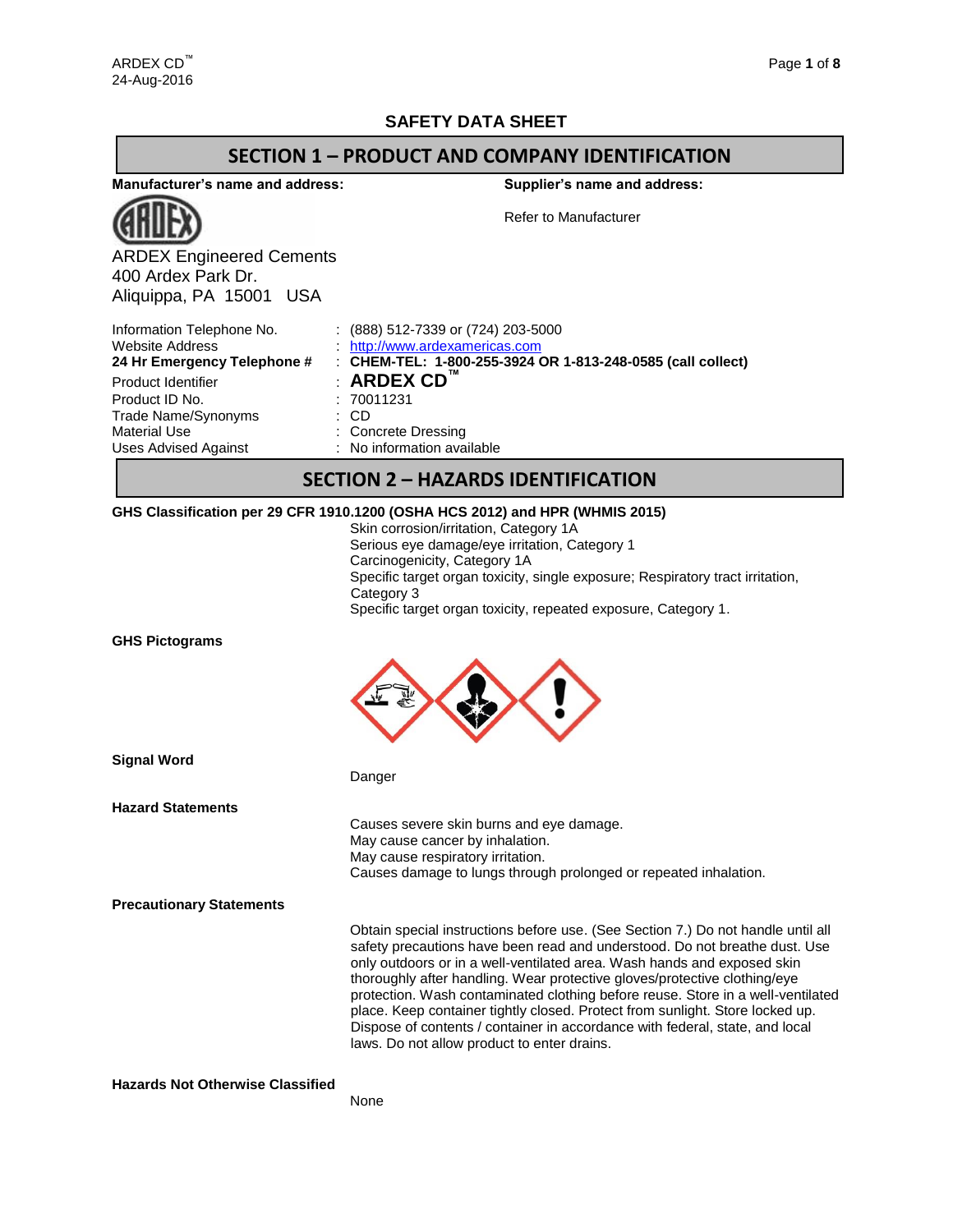# SAFETY DATA SHEET

## SECTION 1 – PRODUCT AND COMPANY IDENTIFICATION

**Manufacturer's name and address:**

ARDEX Engineered Cements
400 Ardex Park Dr.
Aliquippa, PA 15001 USA

**Supplier's name and address:**

Refer to Manufacturer

| | |
|---|---|
| Information Telephone No. | : (888) 512-7339 or (724) 203-5000 |
| Website Address | : http://www.ardexamericas.com |
| **24 Hr Emergency Telephone #** | : **CHEM-TEL: 1-800-255-3924 OR 1-813-248-0585 (call collect)** |
| Product Identifier | : **ARDEX CD™** |
| Product ID No. | : 70011231 |
| Trade Name/Synonyms | : CD |
| Material Use | : Concrete Dressing |
| Uses Advised Against | : No information available |

## SECTION 2 – HAZARDS IDENTIFICATION

**GHS Classification per 29 CFR 1910.1200 (OSHA HCS 2012) and HPR (WHMIS 2015)**

Skin corrosion/irritation, Category 1A
Serious eye damage/eye irritation, Category 1
Carcinogenicity, Category 1A
Specific target organ toxicity, single exposure; Respiratory tract irritation, Category 3
Specific target organ toxicity, repeated exposure, Category 1.

**GHS Pictograms**

**Signal Word**

Danger

**Hazard Statements**

Causes severe skin burns and eye damage.
May cause cancer by inhalation.
May cause respiratory irritation.
Causes damage to lungs through prolonged or repeated inhalation.

**Precautionary Statements**

Obtain special instructions before use. (See Section 7.) Do not handle until all safety precautions have been read and understood. Do not breathe dust. Use only outdoors or in a well-ventilated area. Wash hands and exposed skin thoroughly after handling. Wear protective gloves/protective clothing/eye protection. Wash contaminated clothing before reuse. Store in a well-ventilated place. Keep container tightly closed. Protect from sunlight. Store locked up. Dispose of contents / container in accordance with federal, state, and local laws. Do not allow product to enter drains.

**Hazards Not Otherwise Classified**

None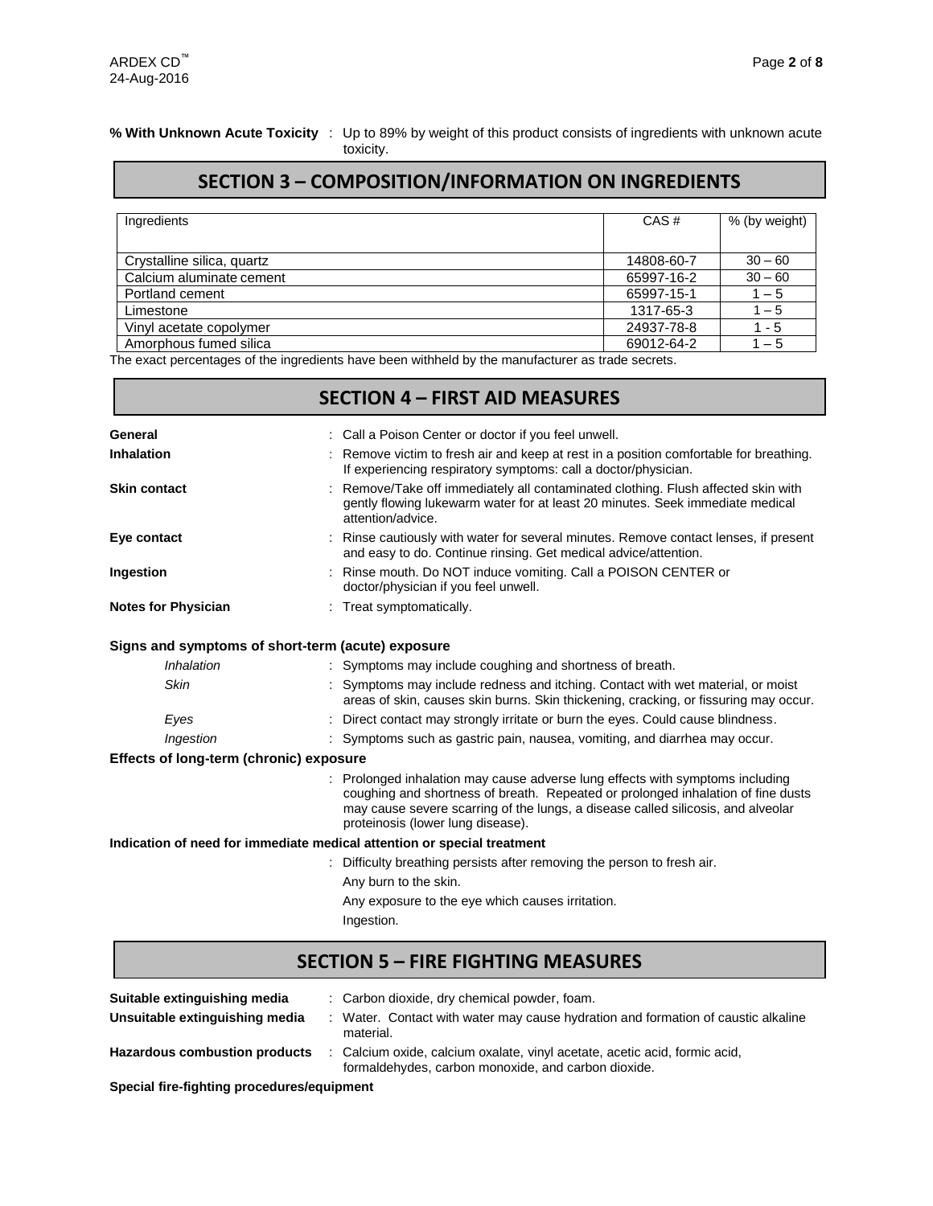**% With Unknown Acute Toxicity** : Up to 89% by weight of this product consists of ingredients with unknown acute toxicity.

## SECTION 3 – COMPOSITION/INFORMATION ON INGREDIENTS

| Ingredients | CAS # | % (by weight) |
|---|---|---|
| Crystalline silica, quartz | 14808-60-7 | 30 – 60 |
| Calcium aluminate cement | 65997-16-2 | 30 – 60 |
| Portland cement | 65997-15-1 | 1 – 5 |
| Limestone | 1317-65-3 | 1 – 5 |
| Vinyl acetate copolymer | 24937-78-8 | 1 - 5 |
| Amorphous fumed silica | 69012-64-2 | 1 – 5 |

The exact percentages of the ingredients have been withheld by the manufacturer as trade secrets.

## SECTION 4 – FIRST AID MEASURES

**General** : Call a Poison Center or doctor if you feel unwell.

**Inhalation** : Remove victim to fresh air and keep at rest in a position comfortable for breathing. If experiencing respiratory symptoms: call a doctor/physician.

**Skin contact** : Remove/Take off immediately all contaminated clothing. Flush affected skin with gently flowing lukewarm water for at least 20 minutes. Seek immediate medical attention/advice.

**Eye contact** : Rinse cautiously with water for several minutes. Remove contact lenses, if present and easy to do. Continue rinsing. Get medical advice/attention.

**Ingestion** : Rinse mouth. Do NOT induce vomiting. Call a POISON CENTER or doctor/physician if you feel unwell.

**Notes for Physician** : Treat symptomatically.

**Signs and symptoms of short-term (acute) exposure**

*Inhalation* : Symptoms may include coughing and shortness of breath.

*Skin* : Symptoms may include redness and itching. Contact with wet material, or moist areas of skin, causes skin burns. Skin thickening, cracking, or fissuring may occur.

*Eyes* : Direct contact may strongly irritate or burn the eyes. Could cause blindness.

*Ingestion* : Symptoms such as gastric pain, nausea, vomiting, and diarrhea may occur.

**Effects of long-term (chronic) exposure**

: Prolonged inhalation may cause adverse lung effects with symptoms including coughing and shortness of breath. Repeated or prolonged inhalation of fine dusts may cause severe scarring of the lungs, a disease called silicosis, and alveolar proteinosis (lower lung disease).

**Indication of need for immediate medical attention or special treatment**

: Difficulty breathing persists after removing the person to fresh air.

Any burn to the skin.

Any exposure to the eye which causes irritation.

Ingestion.

## SECTION 5 – FIRE FIGHTING MEASURES

**Suitable extinguishing media** : Carbon dioxide, dry chemical powder, foam.

**Unsuitable extinguishing media** : Water. Contact with water may cause hydration and formation of caustic alkaline material.

**Hazardous combustion products** : Calcium oxide, calcium oxalate, vinyl acetate, acetic acid, formic acid, formaldehydes, carbon monoxide, and carbon dioxide.

**Special fire-fighting procedures/equipment**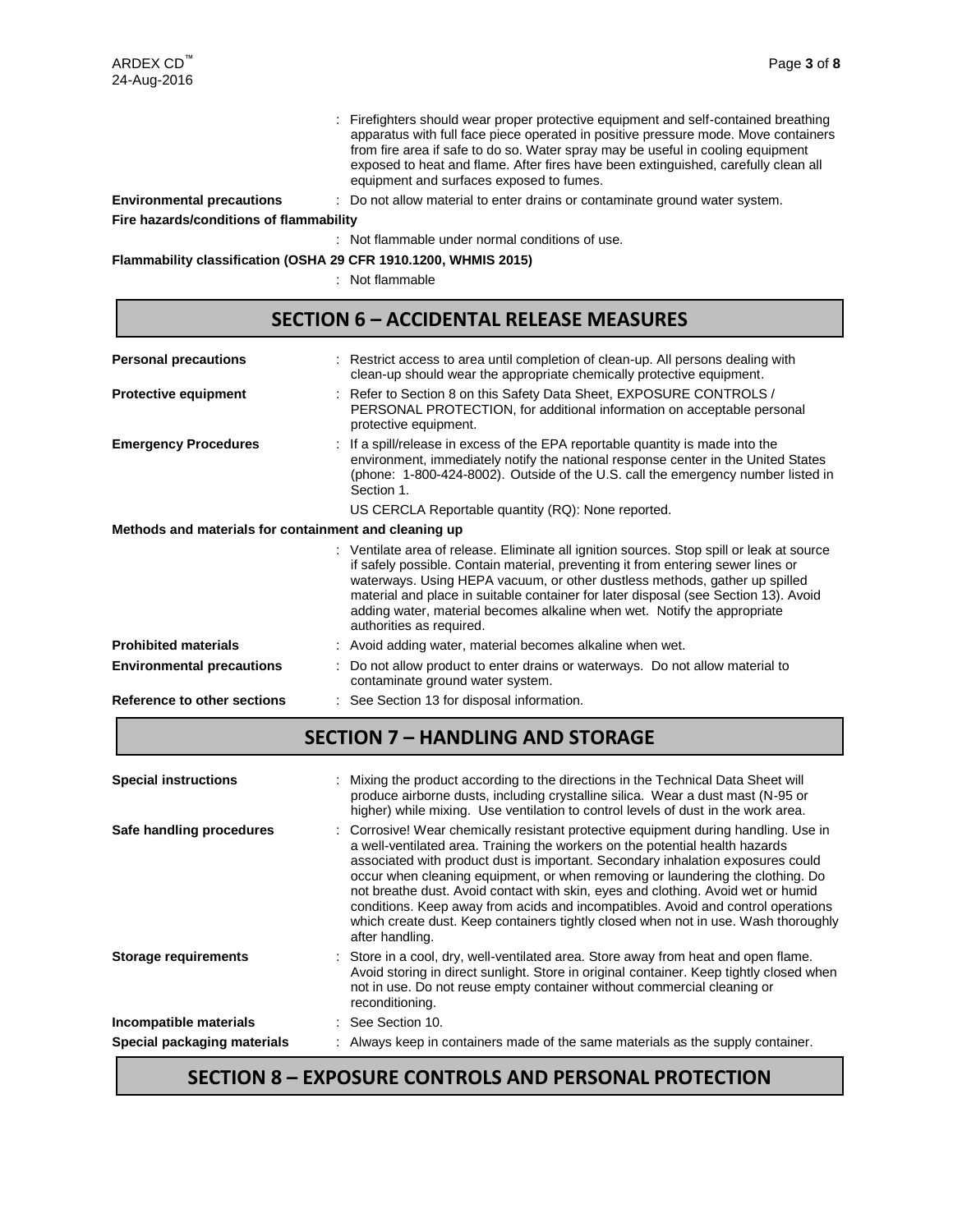: Firefighters should wear proper protective equipment and self-contained breathing apparatus with full face piece operated in positive pressure mode. Move containers from fire area if safe to do so. Water spray may be useful in cooling equipment exposed to heat and flame. After fires have been extinguished, carefully clean all equipment and surfaces exposed to fumes.

**Environmental precautions** : Do not allow material to enter drains or contaminate ground water system.

**Fire hazards/conditions of flammability**

: Not flammable under normal conditions of use.

**Flammability classification (OSHA 29 CFR 1910.1200, WHMIS 2015)**

: Not flammable

## SECTION 6 – ACCIDENTAL RELEASE MEASURES

**Personal precautions** : Restrict access to area until completion of clean-up. All persons dealing with clean-up should wear the appropriate chemically protective equipment.

**Protective equipment** : Refer to Section 8 on this Safety Data Sheet, EXPOSURE CONTROLS / PERSONAL PROTECTION, for additional information on acceptable personal protective equipment.

**Emergency Procedures** : If a spill/release in excess of the EPA reportable quantity is made into the environment, immediately notify the national response center in the United States (phone: 1-800-424-8002). Outside of the U.S. call the emergency number listed in Section 1.

US CERCLA Reportable quantity (RQ): None reported.

**Methods and materials for containment and cleaning up**

: Ventilate area of release. Eliminate all ignition sources. Stop spill or leak at source if safely possible. Contain material, preventing it from entering sewer lines or waterways. Using HEPA vacuum, or other dustless methods, gather up spilled material and place in suitable container for later disposal (see Section 13). Avoid adding water, material becomes alkaline when wet. Notify the appropriate authorities as required.

**Prohibited materials** : Avoid adding water, material becomes alkaline when wet.

**Environmental precautions** : Do not allow product to enter drains or waterways. Do not allow material to contaminate ground water system.

**Reference to other sections** : See Section 13 for disposal information.

## SECTION 7 – HANDLING AND STORAGE

**Special instructions** : Mixing the product according to the directions in the Technical Data Sheet will produce airborne dusts, including crystalline silica. Wear a dust mast (N-95 or higher) while mixing. Use ventilation to control levels of dust in the work area.

**Safe handling procedures** : Corrosive! Wear chemically resistant protective equipment during handling. Use in a well-ventilated area. Training the workers on the potential health hazards associated with product dust is important. Secondary inhalation exposures could occur when cleaning equipment, or when removing or laundering the clothing. Do not breathe dust. Avoid contact with skin, eyes and clothing. Avoid wet or humid conditions. Keep away from acids and incompatibles. Avoid and control operations which create dust. Keep containers tightly closed when not in use. Wash thoroughly after handling.

**Storage requirements** : Store in a cool, dry, well-ventilated area. Store away from heat and open flame. Avoid storing in direct sunlight. Store in original container. Keep tightly closed when not in use. Do not reuse empty container without commercial cleaning or reconditioning.

**Incompatible materials** : See Section 10.

**Special packaging materials** : Always keep in containers made of the same materials as the supply container.

## SECTION 8 – EXPOSURE CONTROLS AND PERSONAL PROTECTION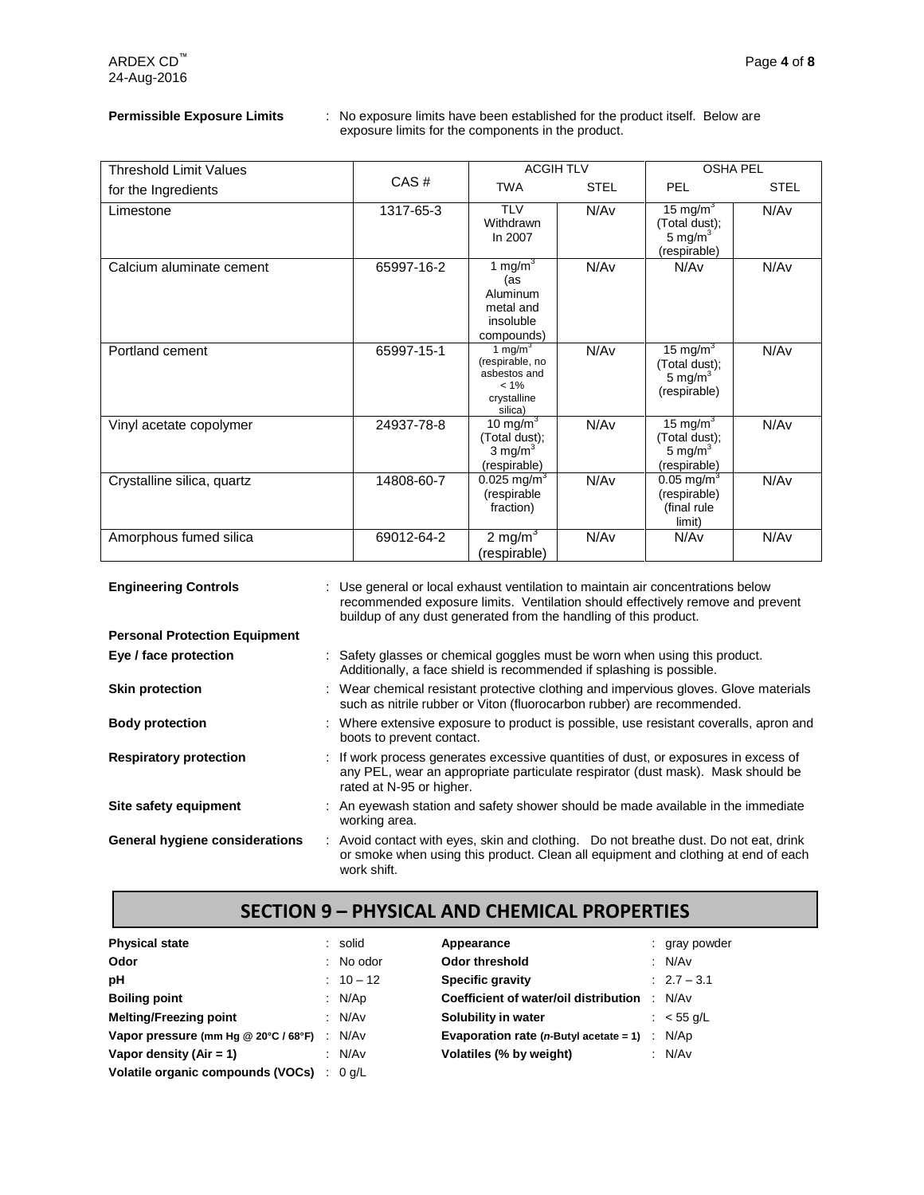**Permissible Exposure Limits** : No exposure limits have been established for the product itself. Below are exposure limits for the components in the product.

| Threshold Limit Values for the Ingredients | CAS # | ACGIH TLV | | OSHA PEL | |
|---|---|---|---|---|---|
| | | TWA | STEL | PEL | STEL |
| Limestone | 1317-65-3 | TLV Withdrawn In 2007 | N/Av | 15 mg/m$^3$ (Total dust); 5 mg/m$^3$ (respirable) | N/Av |
| Calcium aluminate cement | 65997-16-2 | 1 mg/m$^3$ (as Aluminum metal and insoluble compounds) | N/Av | N/Av | N/Av |
| Portland cement | 65997-15-1 | 1 mg/m$^3$ (respirable, no asbestos and < 1% crystalline silica) | N/Av | 15 mg/m$^3$ (Total dust); 5 mg/m$^3$ (respirable) | N/Av |
| Vinyl acetate copolymer | 24937-78-8 | 10 mg/m$^3$ (Total dust); 3 mg/m$^3$ (respirable) | N/Av | 15 mg/m$^3$ (Total dust); 5 mg/m$^3$ (respirable) | N/Av |
| Crystalline silica, quartz | 14808-60-7 | 0.025 mg/m$^3$ (respirable fraction) | N/Av | 0.05 mg/m$^3$ (respirable) (final rule limit) | N/Av |
| Amorphous fumed silica | 69012-64-2 | 2 mg/m$^3$ (respirable) | N/Av | N/Av | N/Av |

**Engineering Controls** : Use general or local exhaust ventilation to maintain air concentrations below recommended exposure limits. Ventilation should effectively remove and prevent buildup of any dust generated from the handling of this product.

**Personal Protection Equipment**

**Eye / face protection** : Safety glasses or chemical goggles must be worn when using this product. Additionally, a face shield is recommended if splashing is possible.

**Skin protection** : Wear chemical resistant protective clothing and impervious gloves. Glove materials such as nitrile rubber or Viton (fluorocarbon rubber) are recommended.

**Body protection** : Where extensive exposure to product is possible, use resistant coveralls, apron and boots to prevent contact.

**Respiratory protection** : If work process generates excessive quantities of dust, or exposures in excess of any PEL, wear an appropriate particulate respirator (dust mask). Mask should be rated at N-95 or higher.

**Site safety equipment** : An eyewash station and safety shower should be made available in the immediate working area.

**General hygiene considerations** : Avoid contact with eyes, skin and clothing. Do not breathe dust. Do not eat, drink or smoke when using this product. Clean all equipment and clothing at end of each work shift.

## SECTION 9 – PHYSICAL AND CHEMICAL PROPERTIES

| Property | Value | Property | Value |
|---|---|---|---|
| **Physical state** | solid | **Appearance** | gray powder |
| **Odor** | No odor | **Odor threshold** | N/Av |
| **pH** | 10 – 12 | **Specific gravity** | 2.7 – 3.1 |
| **Boiling point** | N/Ap | **Coefficient of water/oil distribution** | N/Av |
| **Melting/Freezing point** | N/Av | **Solubility in water** | < 55 g/L |
| **Vapor pressure (mm Hg @ 20°C / 68°F)** | N/Av | **Evaporation rate (*n*-Butyl acetate = 1)** | N/Ap |
| **Vapor density (Air = 1)** | N/Av | **Volatiles (% by weight)** | N/Av |
| **Volatile organic compounds (VOCs)** | 0 g/L | | |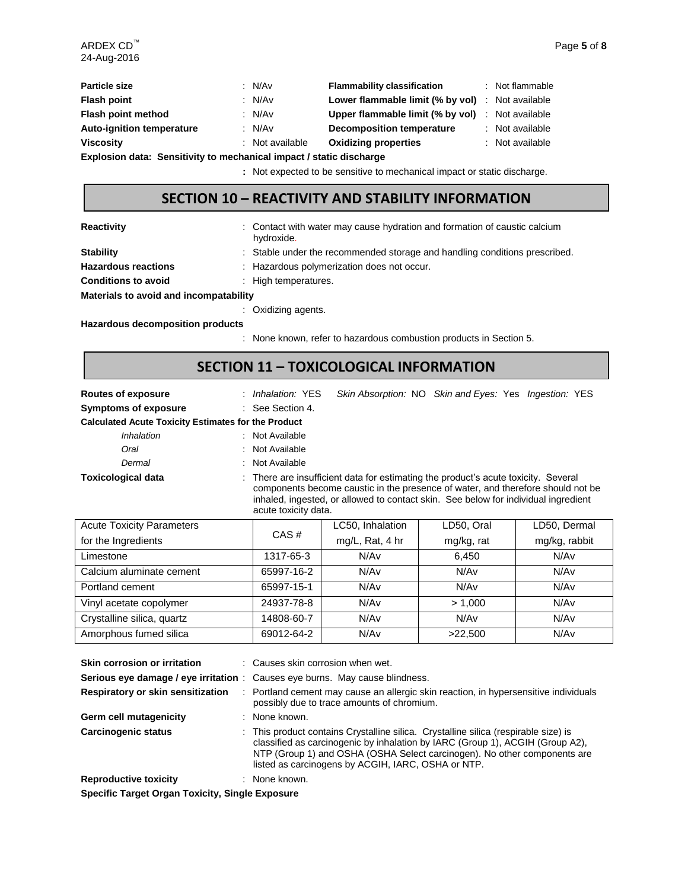| | | | |
|---|---|---|---|
| **Particle size** | : N/Av | **Flammability classification** | : Not flammable |
| **Flash point** | : N/Av | **Lower flammable limit (% by vol)** | : Not available |
| **Flash point method** | : N/Av | **Upper flammable limit (% by vol)** | : Not available |
| **Auto-ignition temperature** | : N/Av | **Decomposition temperature** | : Not available |
| **Viscosity** | : Not available | **Oxidizing properties** | : Not available |

**Explosion data: Sensitivity to mechanical impact / static discharge**

: Not expected to be sensitive to mechanical impact or static discharge.

## SECTION 10 – REACTIVITY AND STABILITY INFORMATION

**Reactivity** : Contact with water may cause hydration and formation of caustic calcium hydroxide.

**Stability** : Stable under the recommended storage and handling conditions prescribed.

**Hazardous reactions** : Hazardous polymerization does not occur.

**Conditions to avoid** : High temperatures.

**Materials to avoid and incompatability**

: Oxidizing agents.

**Hazardous decomposition products**

: None known, refer to hazardous combustion products in Section 5.

## SECTION 11 – TOXICOLOGICAL INFORMATION

**Routes of exposure** : *Inhalation:* YES *Skin Absorption:* NO *Skin and Eyes:* Yes *Ingestion:* YES

**Symptoms of exposure** : See Section 4.

**Calculated Acute Toxicity Estimates for the Product**

- *Inhalation* : Not Available
- *Oral* : Not Available
- *Dermal* : Not Available

**Toxicological data** : There are insufficient data for estimating the product's acute toxicity. Several components become caustic in the presence of water, and therefore should not be inhaled, ingested, or allowed to contact skin. See below for individual ingredient acute toxicity data.

| Acute Toxicity Parameters for the Ingredients | CAS # | LC50, Inhalation mg/L, Rat, 4 hr | LD50, Oral mg/kg, rat | LD50, Dermal mg/kg, rabbit |
|---|---|---|---|---|
| Limestone | 1317-65-3 | N/Av | 6,450 | N/Av |
| Calcium aluminate cement | 65997-16-2 | N/Av | N/Av | N/Av |
| Portland cement | 65997-15-1 | N/Av | N/Av | N/Av |
| Vinyl acetate copolymer | 24937-78-8 | N/Av | > 1,000 | N/Av |
| Crystalline silica, quartz | 14808-60-7 | N/Av | N/Av | N/Av |
| Amorphous fumed silica | 69012-64-2 | N/Av | >22,500 | N/Av |

**Skin corrosion or irritation** : Causes skin corrosion when wet.

**Serious eye damage / eye irritation** : Causes eye burns. May cause blindness.

**Respiratory or skin sensitization** : Portland cement may cause an allergic skin reaction, in hypersensitive individuals possibly due to trace amounts of chromium.

**Germ cell mutagenicity** : None known.

**Carcinogenic status** : This product contains Crystalline silica. Crystalline silica (respirable size) is classified as carcinogenic by inhalation by IARC (Group 1), ACGIH (Group A2), NTP (Group 1) and OSHA (OSHA Select carcinogen). No other components are listed as carcinogens by ACGIH, IARC, OSHA or NTP.

**Reproductive toxicity** : None known.

**Specific Target Organ Toxicity, Single Exposure**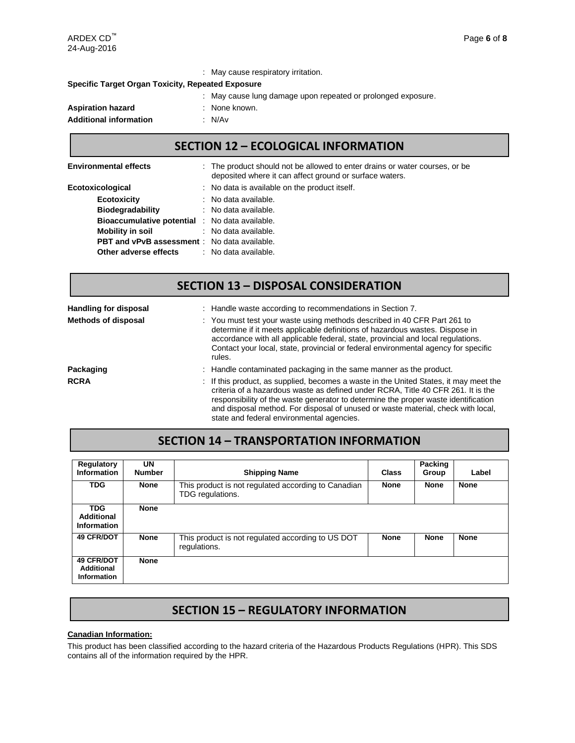: May cause respiratory irritation.

**Specific Target Organ Toxicity, Repeated Exposure**

: May cause lung damage upon repeated or prolonged exposure.

**Aspiration hazard** : None known.

**Additional information** : N/Av

## SECTION 12 – ECOLOGICAL INFORMATION

**Environmental effects** : The product should not be allowed to enter drains or water courses, or be deposited where it can affect ground or surface waters.

**Ecotoxicological** : No data is available on the product itself.

- **Ecotoxicity** : No data available.
- **Biodegradability** : No data available.
- **Bioaccumulative potential** : No data available.
- **Mobility in soil** : No data available.
- **PBT and vPvB assessment** : No data available.
- **Other adverse effects** : No data available.

## SECTION 13 – DISPOSAL CONSIDERATION

**Handling for disposal** : Handle waste according to recommendations in Section 7.

**Methods of disposal** : You must test your waste using methods described in 40 CFR Part 261 to determine if it meets applicable definitions of hazardous wastes. Dispose in accordance with all applicable federal, state, provincial and local regulations. Contact your local, state, provincial or federal environmental agency for specific rules.

**Packaging** : Handle contaminated packaging in the same manner as the product.

**RCRA** : If this product, as supplied, becomes a waste in the United States, it may meet the criteria of a hazardous waste as defined under RCRA, Title 40 CFR 261. It is the responsibility of the waste generator to determine the proper waste identification and disposal method. For disposal of unused or waste material, check with local, state and federal environmental agencies.

## SECTION 14 – TRANSPORTATION INFORMATION

| Regulatory Information | UN Number | Shipping Name | Class | Packing Group | Label |
|---|---|---|---|---|---|
| **TDG** | **None** | This product is not regulated according to Canadian TDG regulations. | **None** | **None** | **None** |
| **TDG Additional Information** | **None** | | | | |
| **49 CFR/DOT** | **None** | This product is not regulated according to US DOT regulations. | **None** | **None** | **None** |
| **49 CFR/DOT Additional Information** | **None** | | | | |

## SECTION 15 – REGULATORY INFORMATION

**Canadian Information:**

This product has been classified according to the hazard criteria of the Hazardous Products Regulations (HPR). This SDS contains all of the information required by the HPR.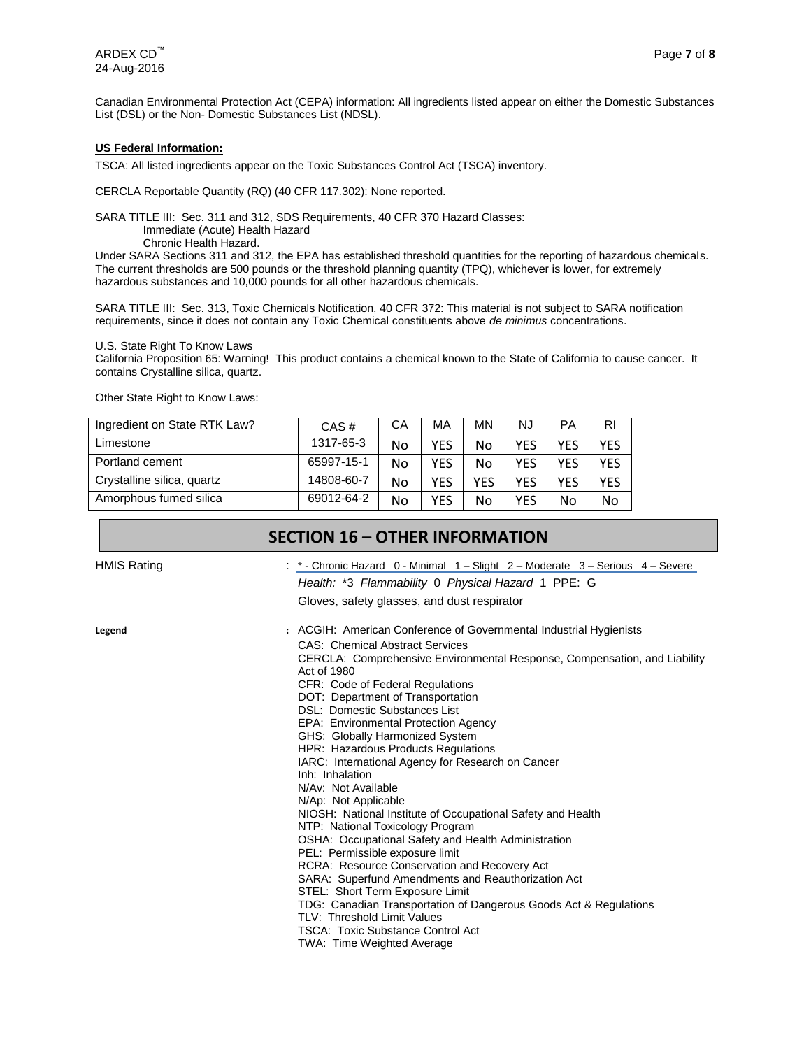Canadian Environmental Protection Act (CEPA) information: All ingredients listed appear on either the Domestic Substances List (DSL) or the Non- Domestic Substances List (NDSL).

**US Federal Information:**

TSCA: All listed ingredients appear on the Toxic Substances Control Act (TSCA) inventory.

CERCLA Reportable Quantity (RQ) (40 CFR 117.302): None reported.

SARA TITLE III: Sec. 311 and 312, SDS Requirements, 40 CFR 370 Hazard Classes:
Immediate (Acute) Health Hazard
Chronic Health Hazard.

Under SARA Sections 311 and 312, the EPA has established threshold quantities for the reporting of hazardous chemicals. The current thresholds are 500 pounds or the threshold planning quantity (TPQ), whichever is lower, for extremely hazardous substances and 10,000 pounds for all other hazardous chemicals.

SARA TITLE III: Sec. 313, Toxic Chemicals Notification, 40 CFR 372: This material is not subject to SARA notification requirements, since it does not contain any Toxic Chemical constituents above *de minimus* concentrations.

U.S. State Right To Know Laws
California Proposition 65: Warning! This product contains a chemical known to the State of California to cause cancer. It contains Crystalline silica, quartz.

Other State Right to Know Laws:

| Ingredient on State RTK Law? | CAS # | CA | MA | MN | NJ | PA | RI |
|---|---|---|---|---|---|---|---|
| Limestone | 1317-65-3 | No | YES | No | YES | YES | YES |
| Portland cement | 65997-15-1 | No | YES | No | YES | YES | YES |
| Crystalline silica, quartz | 14808-60-7 | No | YES | YES | YES | YES | YES |
| Amorphous fumed silica | 69012-64-2 | No | YES | No | YES | No | No |

## SECTION 16 – OTHER INFORMATION

HMIS Rating : * - Chronic Hazard 0 - Minimal 1 – Slight 2 – Moderate 3 – Serious 4 – Severe
*Health:* *3 *Flammability* 0 *Physical Hazard* 1 PPE: G
Gloves, safety glasses, and dust respirator

**Legend** :
ACGIH: American Conference of Governmental Industrial Hygienists
CAS: Chemical Abstract Services
CERCLA: Comprehensive Environmental Response, Compensation, and Liability Act of 1980
CFR: Code of Federal Regulations
DOT: Department of Transportation
DSL: Domestic Substances List
EPA: Environmental Protection Agency
GHS: Globally Harmonized System
HPR: Hazardous Products Regulations
IARC: International Agency for Research on Cancer
Inh: Inhalation
N/Av: Not Available
N/Ap: Not Applicable
NIOSH: National Institute of Occupational Safety and Health
NTP: National Toxicology Program
OSHA: Occupational Safety and Health Administration
PEL: Permissible exposure limit
RCRA: Resource Conservation and Recovery Act
SARA: Superfund Amendments and Reauthorization Act
STEL: Short Term Exposure Limit
TDG: Canadian Transportation of Dangerous Goods Act & Regulations
TLV: Threshold Limit Values
TSCA: Toxic Substance Control Act
TWA: Time Weighted Average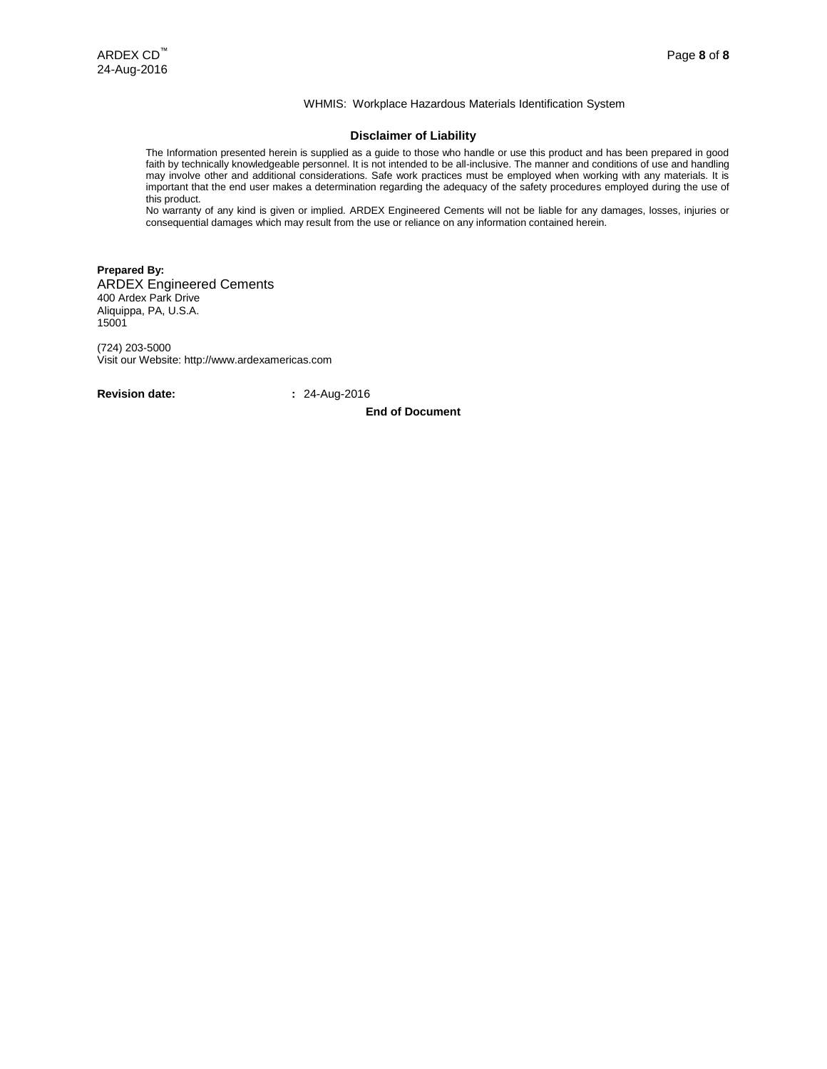WHMIS: Workplace Hazardous Materials Identification System

## Disclaimer of Liability

The Information presented herein is supplied as a guide to those who handle or use this product and has been prepared in good faith by technically knowledgeable personnel. It is not intended to be all-inclusive. The manner and conditions of use and handling may involve other and additional considerations. Safe work practices must be employed when working with any materials. It is important that the end user makes a determination regarding the adequacy of the safety procedures employed during the use of this product.

No warranty of any kind is given or implied. ARDEX Engineered Cements will not be liable for any damages, losses, injuries or consequential damages which may result from the use or reliance on any information contained herein.

**Prepared By:**
ARDEX Engineered Cements
400 Ardex Park Drive
Aliquippa, PA, U.S.A.
15001

(724) 203-5000
Visit our Website: http://www.ardexamericas.com

**Revision date:** : 24-Aug-2016

**End of Document**